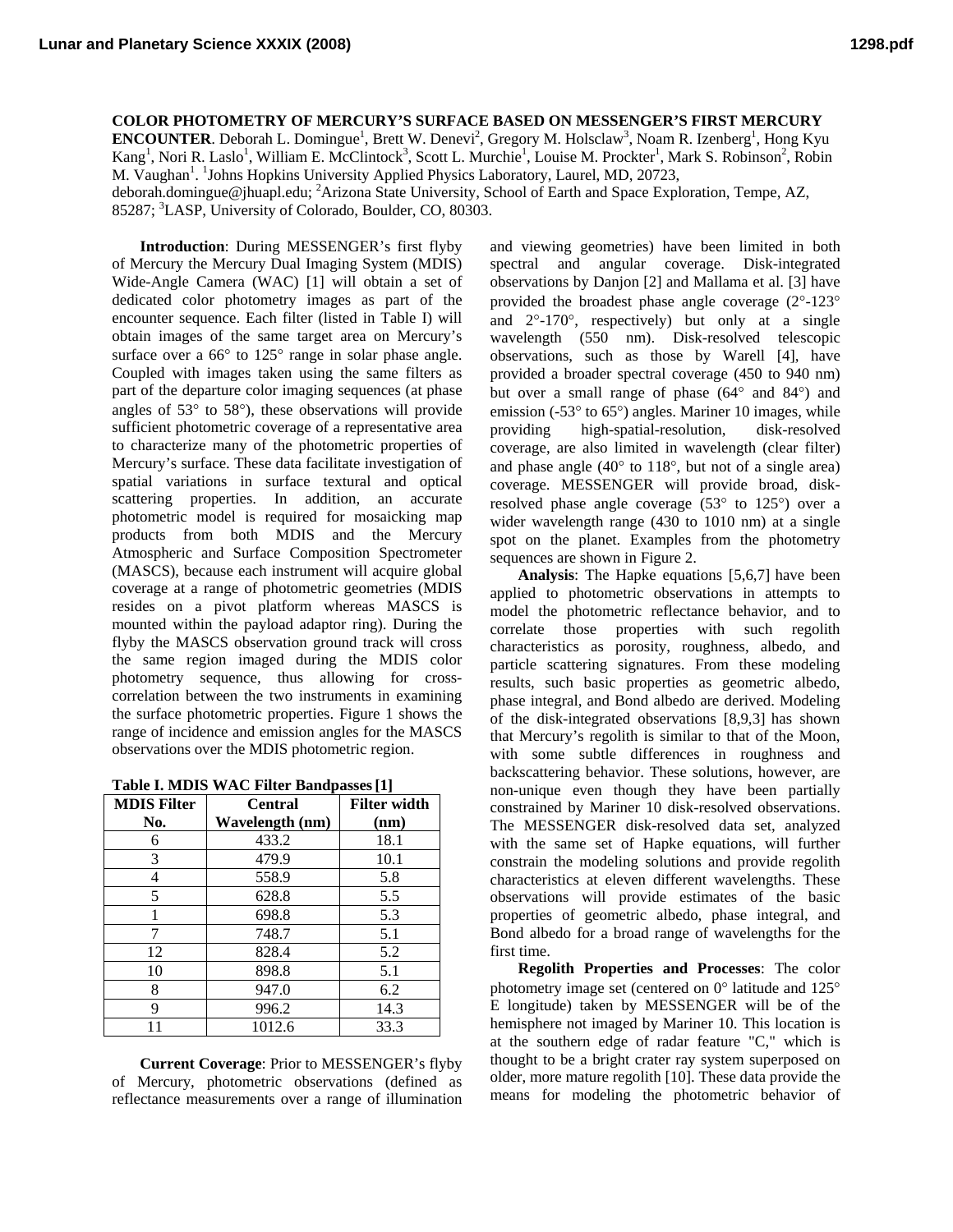**COLOR PHOTOMETRY OF MERCURY'S SURFACE BASED ON MESSENGER'S FIRST MERCURY ENCOUNTER**. Deborah L. Domingue[1], Brett W. Denevi[2], Gregory M. Holsclaw[3], Noam R. Izenberg[1], Hong Kyu Kang[1], Nori R. Laslo[1], William E. McClintock[3], Scott L. Murchie[1], Louise M. Prockter[1], Mark S. Robinson[2], Robin M. Vaughan[1]. [1]Johns Hopkins University Applied Physics Laboratory, Laurel, MD, 20723, deborah.domingue@jhuapl.edu; [2]Arizona State University, School of Earth and Space Exploration, Tempe, AZ, 85287; [3]LASP, University of Colorado, Boulder, CO, 80303.

**Introduction**: During MESSENGER's first flyby of Mercury the Mercury Dual Imaging System (MDIS) Wide-Angle Camera (WAC) [1] will obtain a set of dedicated color photometry images as part of the encounter sequence. Each filter (listed in Table I) will obtain images of the same target area on Mercury's surface over a 66° to 125° range in solar phase angle. Coupled with images taken using the same filters as part of the departure color imaging sequences (at phase angles of 53° to 58°), these observations will provide sufficient photometric coverage of a representative area to characterize many of the photometric properties of Mercury's surface. These data facilitate investigation of spatial variations in surface textural and optical scattering properties. In addition, an accurate photometric model is required for mosaicking map products from both MDIS and the Mercury Atmospheric and Surface Composition Spectrometer (MASCS), because each instrument will acquire global coverage at a range of photometric geometries (MDIS resides on a pivot platform whereas MASCS is mounted within the payload adaptor ring). During the flyby the MASCS observation ground track will cross the same region imaged during the MDIS color photometry sequence, thus allowing for cross-correlation between the two instruments in examining the surface photometric properties. Figure 1 shows the range of incidence and emission angles for the MASCS observations over the MDIS photometric region.

**Table I. MDIS WAC Filter Bandpasses [1]**

| MDIS Filter No. | Central Wavelength (nm) | Filter width (nm) |
|---|---|---|
| 6 | 433.2 | 18.1 |
| 3 | 479.9 | 10.1 |
| 4 | 558.9 | 5.8 |
| 5 | 628.8 | 5.5 |
| 1 | 698.8 | 5.3 |
| 7 | 748.7 | 5.1 |
| 12 | 828.4 | 5.2 |
| 10 | 898.8 | 5.1 |
| 8 | 947.0 | 6.2 |
| 9 | 996.2 | 14.3 |
| 11 | 1012.6 | 33.3 |

**Current Coverage**: Prior to MESSENGER's flyby of Mercury, photometric observations (defined as reflectance measurements over a range of illumination and viewing geometries) have been limited in both spectral and angular coverage. Disk-integrated observations by Danjon [2] and Mallama et al. [3] have provided the broadest phase angle coverage (2°-123° and 2°-170°, respectively) but only at a single wavelength (550 nm). Disk-resolved telescopic observations, such as those by Warell [4], have provided a broader spectral coverage (450 to 940 nm) but over a small range of phase (64° and 84°) and emission (-53° to 65°) angles. Mariner 10 images, while providing high-spatial-resolution, disk-resolved coverage, are also limited in wavelength (clear filter) and phase angle (40° to 118°, but not of a single area) coverage. MESSENGER will provide broad, disk-resolved phase angle coverage (53° to 125°) over a wider wavelength range (430 to 1010 nm) at a single spot on the planet. Examples from the photometry sequences are shown in Figure 2.

**Analysis**: The Hapke equations [5,6,7] have been applied to photometric observations in attempts to model the photometric reflectance behavior, and to correlate those properties with such regolith characteristics as porosity, roughness, albedo, and particle scattering signatures. From these modeling results, such basic properties as geometric albedo, phase integral, and Bond albedo are derived. Modeling of the disk-integrated observations [8,9,3] has shown that Mercury's regolith is similar to that of the Moon, with some subtle differences in roughness and backscattering behavior. These solutions, however, are non-unique even though they have been partially constrained by Mariner 10 disk-resolved observations. The MESSENGER disk-resolved data set, analyzed with the same set of Hapke equations, will further constrain the modeling solutions and provide regolith characteristics at eleven different wavelengths. These observations will provide estimates of the basic properties of geometric albedo, phase integral, and Bond albedo for a broad range of wavelengths for the first time.

**Regolith Properties and Processes**: The color photometry image set (centered on 0° latitude and 125° E longitude) taken by MESSENGER will be of the hemisphere not imaged by Mariner 10. This location is at the southern edge of radar feature "C," which is thought to be a bright crater ray system superposed on older, more mature regolith [10]. These data provide the means for modeling the photometric behavior of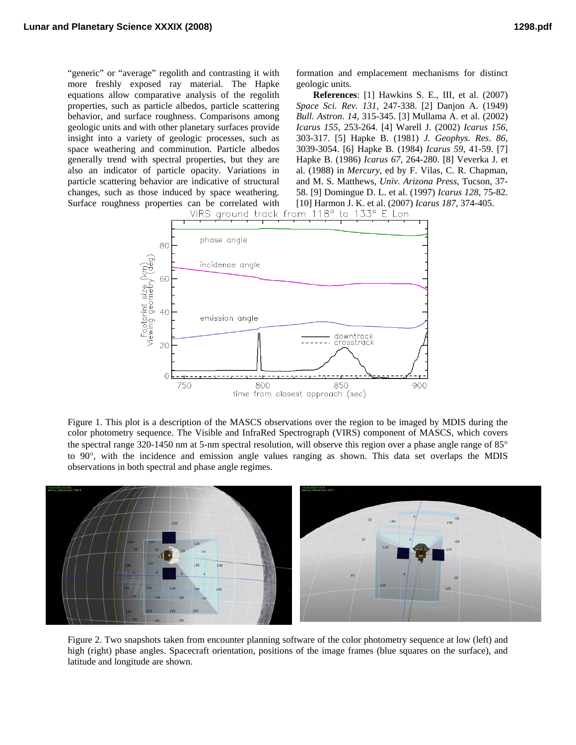"generic" or "average" regolith and contrasting it with more freshly exposed ray material. The Hapke equations allow comparative analysis of the regolith properties, such as particle albedos, particle scattering behavior, and surface roughness. Comparisons among geologic units and with other planetary surfaces provide insight into a variety of geologic processes, such as space weathering and comminution. Particle albedos generally trend with spectral properties, but they are also an indicator of particle opacity. Variations in particle scattering behavior are indicative of structural changes, such as those induced by space weathering. Surface roughness properties can be correlated with formation and emplacement mechanisms for distinct geologic units.

**References**: [1] Hawkins S. E., III, et al. (2007) *Space Sci. Rev. 131*, 247-338. [2] Danjon A. (1949) *Bull. Astron. 14*, 315-345. [3] Mullama A. et al. (2002) *Icarus 155*, 253-264. [4] Warell J. (2002) *Icarus 156*, 303-317. [5] Hapke B. (1981) *J. Geophys. Res. 86*, 3039-3054. [6] Hapke B. (1984) *Icarus 59*, 41-59. [7] Hapke B. (1986) *Icarus 67*, 264-280. [8] Veverka J. et al. (1988) in *Mercury*, ed by F. Vilas, C. R. Chapman, and M. S. Matthews, *Univ. Arizona Press*, Tucson, 37-58. [9] Domingue D. L. et al. (1997) *Icarus 128*, 75-82. [10] Harmon J. K. et al. (2007) *Icarus 187*, 374-405.

VIRS ground track from 118° to 133° E Lon

phase angle
incidence angle
emission angle
downtrack
crosstrack

Footprint size (km)
Viewing geometry (deg)

0
20
40
60
80

750
800
850
900

time from closest approach (sec)

Figure 1. This plot is a description of the MASCS observations over the region to be imaged by MDIS during the color photometry sequence. The Visible and InfraRed Spectrograph (VIRS) component of MASCS, which covers the spectral range 320-1450 nm at 5-nm spectral resolution, will observe this region over a phase angle range of 85° to 90°, with the incidence and emission angle values ranging as shown. This data set overlaps the MDIS observations in both spectral and phase angle regimes.

Figure 2. Two snapshots taken from encounter planning software of the color photometry sequence at low (left) and high (right) phase angles. Spacecraft orientation, positions of the image frames (blue squares on the surface), and latitude and longitude are shown.